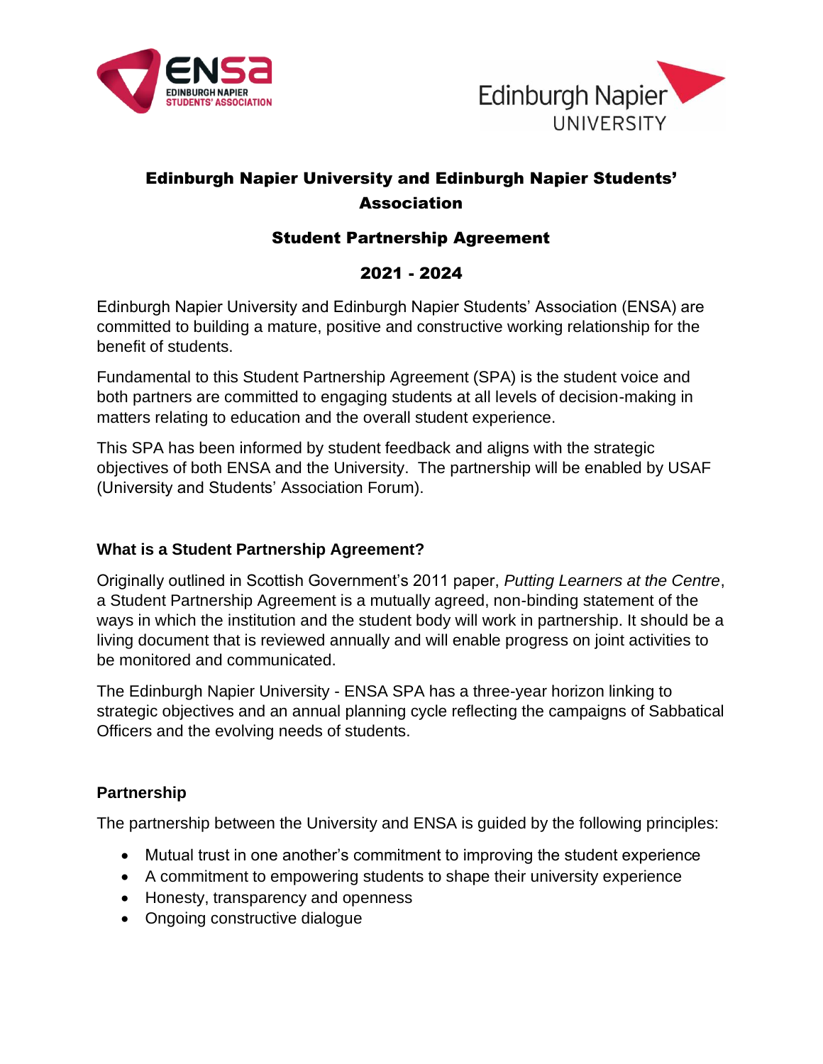# Edinburgh Napier University and Edinburgh Napier Students' Association

## Student Partnership Agreement

## 2021 - 2024

Edinburgh Napier University and Edinburgh Napier Students' Association (ENSA) are committed to building a mature, positive and constructive working relationship for the benefit of students.

Fundamental to this Student Partnership Agreement (SPA) is the student voice and both partners are committed to engaging students at all levels of decision-making in matters relating to education and the overall student experience.

This SPA has been informed by student feedback and aligns with the strategic objectives of both ENSA and the University. The partnership will be enabled by USAF (University and Students' Association Forum).

### What is a Student Partnership Agreement?

Originally outlined in Scottish Government's 2011 paper, *Putting Learners at the Centre*, a Student Partnership Agreement is a mutually agreed, non-binding statement of the ways in which the institution and the student body will work in partnership. It should be a living document that is reviewed annually and will enable progress on joint activities to be monitored and communicated.

The Edinburgh Napier University - ENSA SPA has a three-year horizon linking to strategic objectives and an annual planning cycle reflecting the campaigns of Sabbatical Officers and the evolving needs of students.

### Partnership

The partnership between the University and ENSA is guided by the following principles:

- Mutual trust in one another's commitment to improving the student experience
- A commitment to empowering students to shape their university experience
- Honesty, transparency and openness
- Ongoing constructive dialogue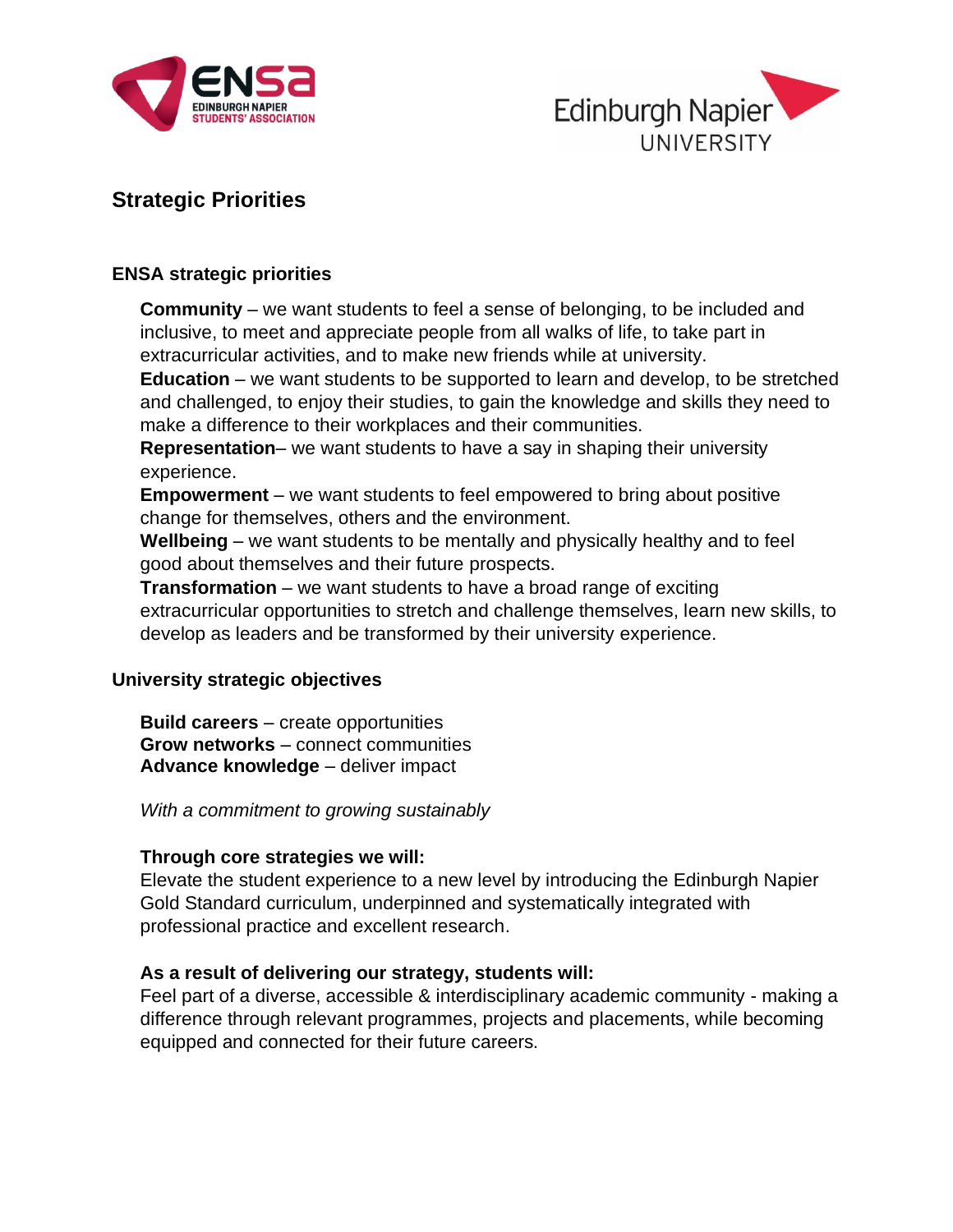## Strategic Priorities

### ENSA strategic priorities

**Community** – we want students to feel a sense of belonging, to be included and inclusive, to meet and appreciate people from all walks of life, to take part in extracurricular activities, and to make new friends while at university.

**Education** – we want students to be supported to learn and develop, to be stretched and challenged, to enjoy their studies, to gain the knowledge and skills they need to make a difference to their workplaces and their communities.

**Representation**– we want students to have a say in shaping their university experience.

**Empowerment** – we want students to feel empowered to bring about positive change for themselves, others and the environment.

**Wellbeing** – we want students to be mentally and physically healthy and to feel good about themselves and their future prospects.

**Transformation** – we want students to have a broad range of exciting extracurricular opportunities to stretch and challenge themselves, learn new skills, to develop as leaders and be transformed by their university experience.

### University strategic objectives

**Build careers** – create opportunities
**Grow networks** – connect communities
**Advance knowledge** – deliver impact

*With a commitment to growing sustainably*

**Through core strategies we will:**
Elevate the student experience to a new level by introducing the Edinburgh Napier Gold Standard curriculum, underpinned and systematically integrated with professional practice and excellent research.

**As a result of delivering our strategy, students will:**
Feel part of a diverse, accessible & interdisciplinary academic community - making a difference through relevant programmes, projects and placements, while becoming equipped and connected for their future careers.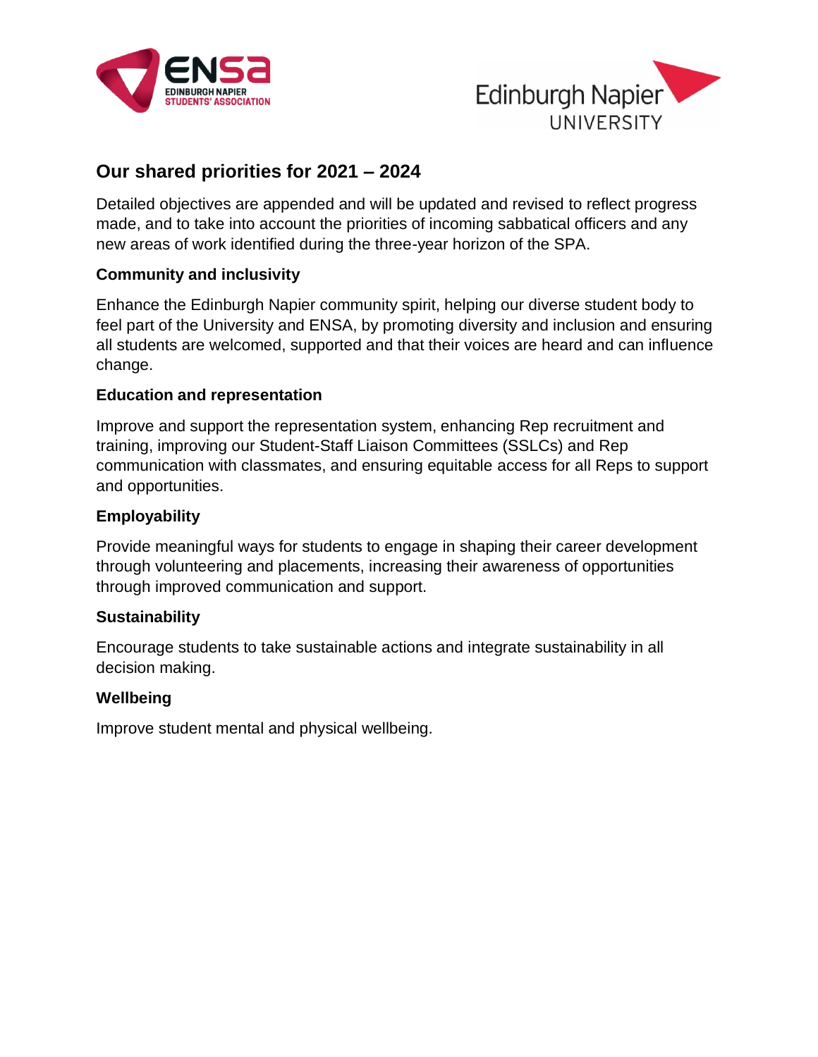## Our shared priorities for 2021 – 2024

Detailed objectives are appended and will be updated and revised to reflect progress made, and to take into account the priorities of incoming sabbatical officers and any new areas of work identified during the three-year horizon of the SPA.

### Community and inclusivity

Enhance the Edinburgh Napier community spirit, helping our diverse student body to feel part of the University and ENSA, by promoting diversity and inclusion and ensuring all students are welcomed, supported and that their voices are heard and can influence change.

### Education and representation

Improve and support the representation system, enhancing Rep recruitment and training, improving our Student-Staff Liaison Committees (SSLCs) and Rep communication with classmates, and ensuring equitable access for all Reps to support and opportunities.

### Employability

Provide meaningful ways for students to engage in shaping their career development through volunteering and placements, increasing their awareness of opportunities through improved communication and support.

### Sustainability

Encourage students to take sustainable actions and integrate sustainability in all decision making.

### Wellbeing

Improve student mental and physical wellbeing.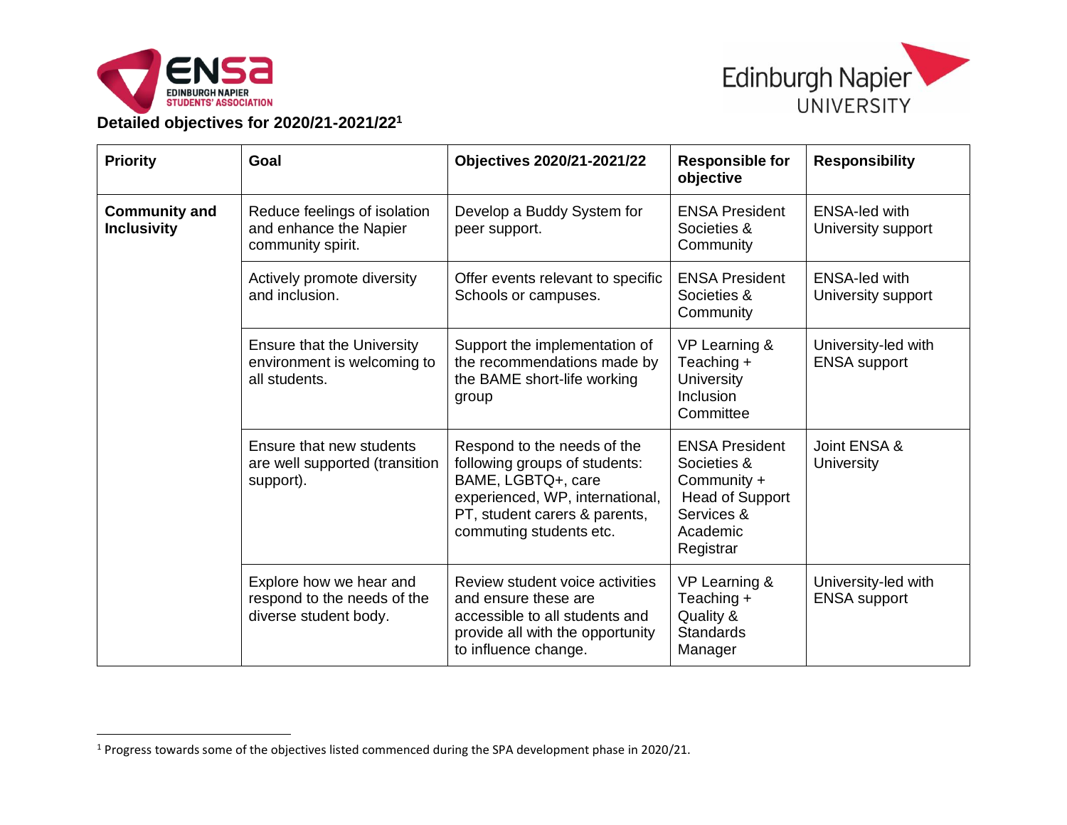**Detailed objectives for 2020/21-2021/22**[1]

| Priority | Goal | Objectives 2020/21-2021/22 | Responsible for objective | Responsibility |
|---|---|---|---|---|
| **Community and Inclusivity** | Reduce feelings of isolation and enhance the Napier community spirit. | Develop a Buddy System for peer support. | ENSA President Societies & Community | ENSA-led with University support |
| | Actively promote diversity and inclusion. | Offer events relevant to specific Schools or campuses. | ENSA President Societies & Community | ENSA-led with University support |
| | Ensure that the University environment is welcoming to all students. | Support the implementation of the recommendations made by the BAME short-life working group | VP Learning & Teaching + University Inclusion Committee | University-led with ENSA support |
| | Ensure that new students are well supported (transition support). | Respond to the needs of the following groups of students: BAME, LGBTQ+, care experienced, WP, international, PT, student carers & parents, commuting students etc. | ENSA President Societies & Community + Head of Support Services & Academic Registrar | Joint ENSA & University |
| | Explore how we hear and respond to the needs of the diverse student body. | Review student voice activities and ensure these are accessible to all students and provide all with the opportunity to influence change. | VP Learning & Teaching + Quality & Standards Manager | University-led with ENSA support |

[1] Progress towards some of the objectives listed commenced during the SPA development phase in 2020/21.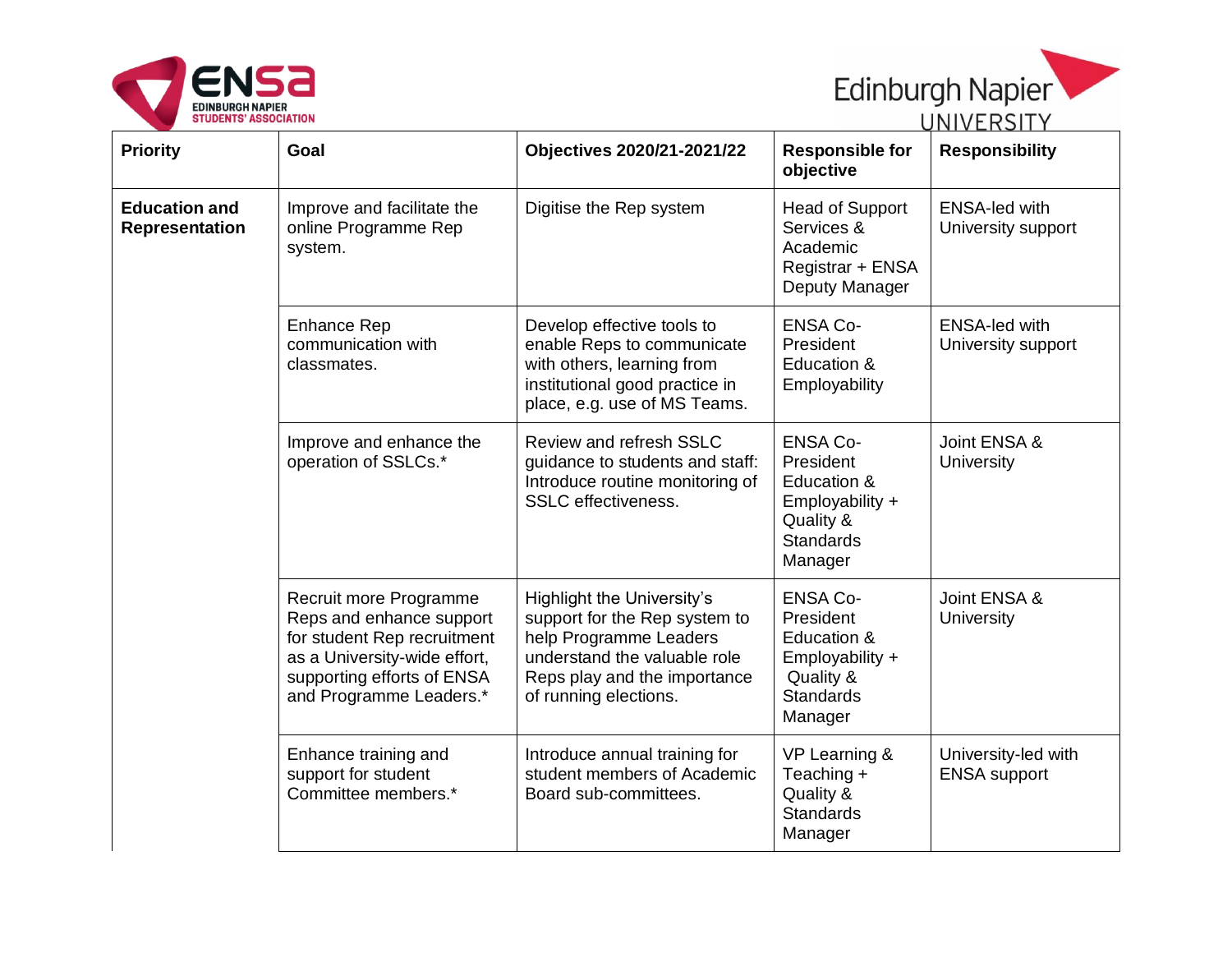| Priority | Goal | Objectives 2020/21-2021/22 | Responsible for objective | Responsibility |
|---|---|---|---|---|
| **Education and Representation** | Improve and facilitate the online Programme Rep system. | Digitise the Rep system | Head of Support Services & Academic Registrar + ENSA Deputy Manager | ENSA-led with University support |
| | Enhance Rep communication with classmates. | Develop effective tools to enable Reps to communicate with others, learning from institutional good practice in place, e.g. use of MS Teams. | ENSA Co-President Education & Employability | ENSA-led with University support |
| | Improve and enhance the operation of SSLCs.* | Review and refresh SSLC guidance to students and staff: Introduce routine monitoring of SSLC effectiveness. | ENSA Co-President Education & Employability + Quality & Standards Manager | Joint ENSA & University |
| | Recruit more Programme Reps and enhance support for student Rep recruitment as a University-wide effort, supporting efforts of ENSA and Programme Leaders.* | Highlight the University's support for the Rep system to help Programme Leaders understand the valuable role Reps play and the importance of running elections. | ENSA Co-President Education & Employability + Quality & Standards Manager | Joint ENSA & University |
| | Enhance training and support for student Committee members.* | Introduce annual training for student members of Academic Board sub-committees. | VP Learning & Teaching + Quality & Standards Manager | University-led with ENSA support |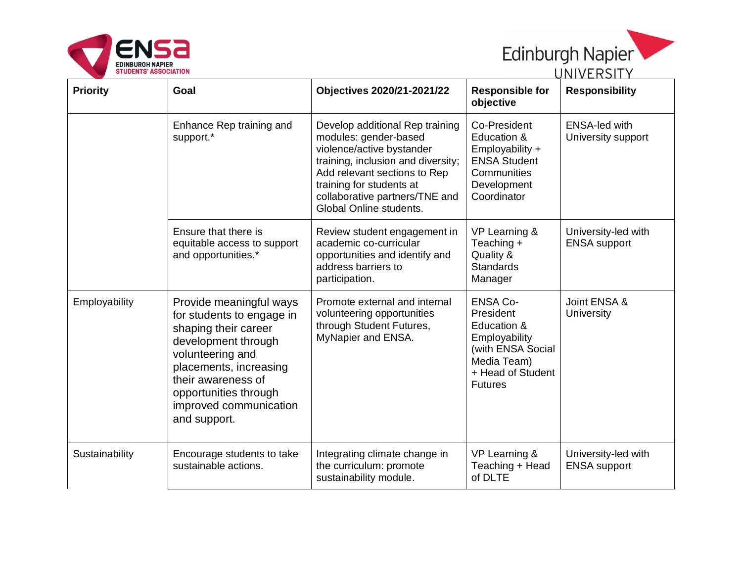| Priority | Goal | Objectives 2020/21-2021/22 | Responsible for objective | Responsibility |
|---|---|---|---|---|
| | Enhance Rep training and support.* | Develop additional Rep training modules: gender-based violence/active bystander training, inclusion and diversity; Add relevant sections to Rep training for students at collaborative partners/TNE and Global Online students. | Co-President Education & Employability + ENSA Student Communities Development Coordinator | ENSA-led with University support |
| | Ensure that there is equitable access to support and opportunities.* | Review student engagement in academic co-curricular opportunities and identify and address barriers to participation. | VP Learning & Teaching + Quality & Standards Manager | University-led with ENSA support |
| Employability | Provide meaningful ways for students to engage in shaping their career development through volunteering and placements, increasing their awareness of opportunities through improved communication and support. | Promote external and internal volunteering opportunities through Student Futures, MyNapier and ENSA. | ENSA Co-President Education & Employability (with ENSA Social Media Team) + Head of Student Futures | Joint ENSA & University |
| Sustainability | Encourage students to take sustainable actions. | Integrating climate change in the curriculum: promote sustainability module. | VP Learning & Teaching + Head of DLTE | University-led with ENSA support |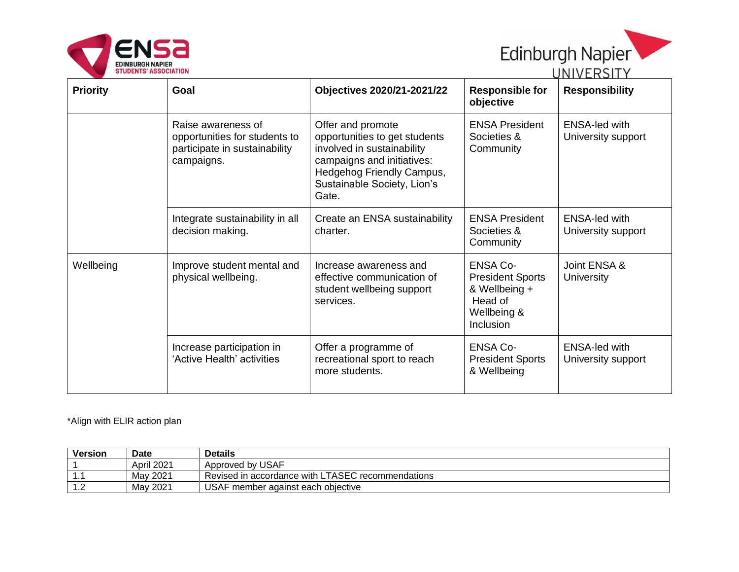| Priority | Goal | Objectives 2020/21-2021/22 | Responsible for objective | Responsibility |
|---|---|---|---|---|
| | Raise awareness of opportunities for students to participate in sustainability campaigns. | Offer and promote opportunities to get students involved in sustainability campaigns and initiatives: Hedgehog Friendly Campus, Sustainable Society, Lion's Gate. | ENSA President Societies & Community | ENSA-led with University support |
| | Integrate sustainability in all decision making. | Create an ENSA sustainability charter. | ENSA President Societies & Community | ENSA-led with University support |
| Wellbeing | Improve student mental and physical wellbeing. | Increase awareness and effective communication of student wellbeing support services. | ENSA Co-President Sports & Wellbeing + Head of Wellbeing & Inclusion | Joint ENSA & University |
| | Increase participation in 'Active Health' activities | Offer a programme of recreational sport to reach more students. | ENSA Co-President Sports & Wellbeing | ENSA-led with University support |

*Align with ELIR action plan

| Version | Date | Details |
|---|---|---|
| 1 | April 2021 | Approved by USAF |
| 1.1 | May 2021 | Revised in accordance with LTASEC recommendations |
| 1.2 | May 2021 | USAF member against each objective |